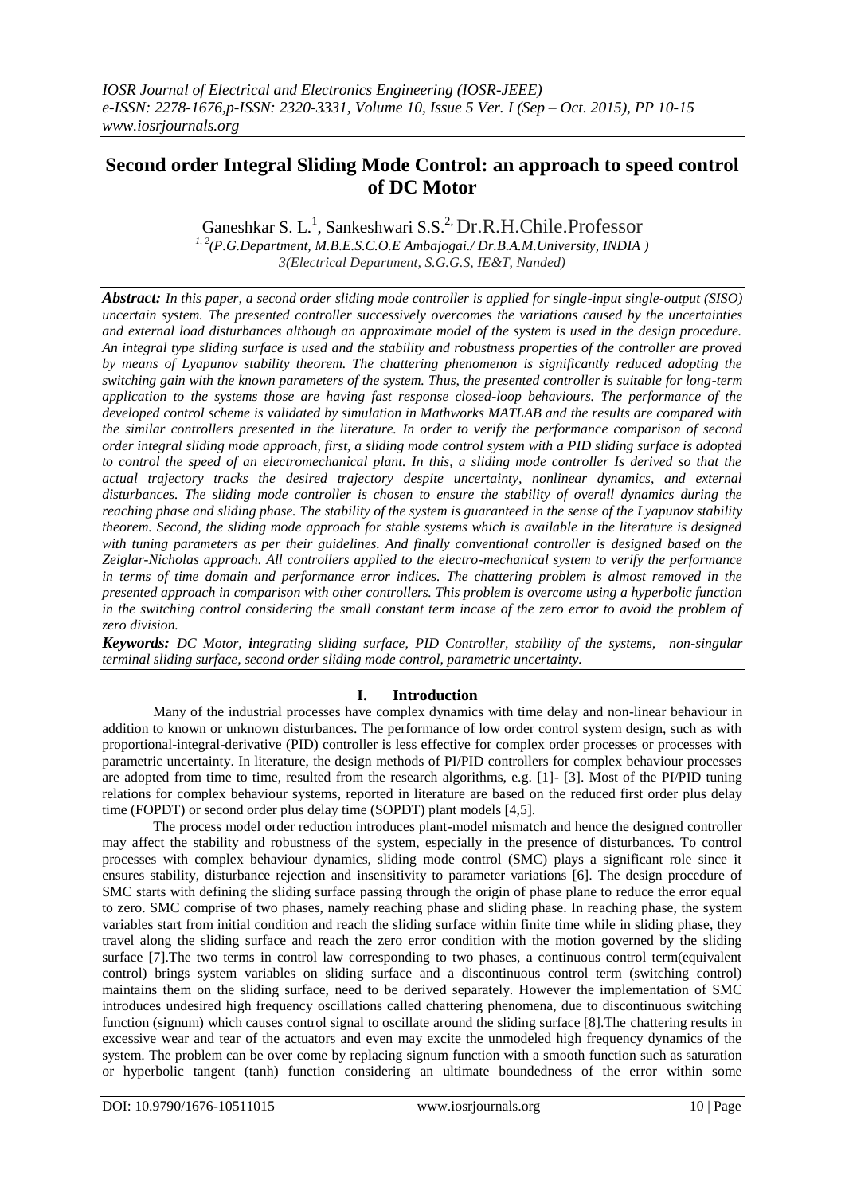# Second order Integral Sliding Mode Control: an approach to speed control of DC Motor

Ganeshkar S. L.[1], Sankeshwari S.S.[2], Dr.R.H.Chile.Professor

[1, 2](P.G.Department, M.B.E.S.C.O.E Ambajogai./ Dr.B.A.M.University, INDIA )
3(Electrical Department, S.G.G.S, IE&T, Nanded)

***Abstract:*** *In this paper, a second order sliding mode controller is applied for single-input single-output (SISO) uncertain system. The presented controller successively overcomes the variations caused by the uncertainties and external load disturbances although an approximate model of the system is used in the design procedure. An integral type sliding surface is used and the stability and robustness properties of the controller are proved by means of Lyapunov stability theorem. The chattering phenomenon is significantly reduced adopting the switching gain with the known parameters of the system. Thus, the presented controller is suitable for long-term application to the systems those are having fast response closed-loop behaviours. The performance of the developed control scheme is validated by simulation in Mathworks MATLAB and the results are compared with the similar controllers presented in the literature. In order to verify the performance comparison of second order integral sliding mode approach, first, a sliding mode control system with a PID sliding surface is adopted to control the speed of an electromechanical plant. In this, a sliding mode controller Is derived so that the actual trajectory tracks the desired trajectory despite uncertainty, nonlinear dynamics, and external disturbances. The sliding mode controller is chosen to ensure the stability of overall dynamics during the reaching phase and sliding phase. The stability of the system is guaranteed in the sense of the Lyapunov stability theorem. Second, the sliding mode approach for stable systems which is available in the literature is designed with tuning parameters as per their guidelines. And finally conventional controller is designed based on the Zeiglar-Nicholas approach. All controllers applied to the electro-mechanical system to verify the performance in terms of time domain and performance error indices. The chattering problem is almost removed in the presented approach in comparison with other controllers. This problem is overcome using a hyperbolic function in the switching control considering the small constant term incase of the zero error to avoid the problem of zero division.*

***Keywords:*** *DC Motor, **i**ntegrating sliding surface, PID Controller, stability of the systems, non-singular terminal sliding surface, second order sliding mode control, parametric uncertainty.*

## I. Introduction

Many of the industrial processes have complex dynamics with time delay and non-linear behaviour in addition to known or unknown disturbances. The performance of low order control system design, such as with proportional-integral-derivative (PID) controller is less effective for complex order processes or processes with parametric uncertainty. In literature, the design methods of PI/PID controllers for complex behaviour processes are adopted from time to time, resulted from the research algorithms, e.g. [1]- [3]. Most of the PI/PID tuning relations for complex behaviour systems, reported in literature are based on the reduced first order plus delay time (FOPDT) or second order plus delay time (SOPDT) plant models [4,5].

The process model order reduction introduces plant-model mismatch and hence the designed controller may affect the stability and robustness of the system, especially in the presence of disturbances. To control processes with complex behaviour dynamics, sliding mode control (SMC) plays a significant role since it ensures stability, disturbance rejection and insensitivity to parameter variations [6]. The design procedure of SMC starts with defining the sliding surface passing through the origin of phase plane to reduce the error equal to zero. SMC comprise of two phases, namely reaching phase and sliding phase. In reaching phase, the system variables start from initial condition and reach the sliding surface within finite time while in sliding phase, they travel along the sliding surface and reach the zero error condition with the motion governed by the sliding surface [7].The two terms in control law corresponding to two phases, a continuous control term(equivalent control) brings system variables on sliding surface and a discontinuous control term (switching control) maintains them on the sliding surface, need to be derived separately. However the implementation of SMC introduces undesired high frequency oscillations called chattering phenomena, due to discontinuous switching function (signum) which causes control signal to oscillate around the sliding surface [8].The chattering results in excessive wear and tear of the actuators and even may excite the unmodeled high frequency dynamics of the system. The problem can be over come by replacing signum function with a smooth function such as saturation or hyperbolic tangent (tanh) function considering an ultimate boundedness of the error within some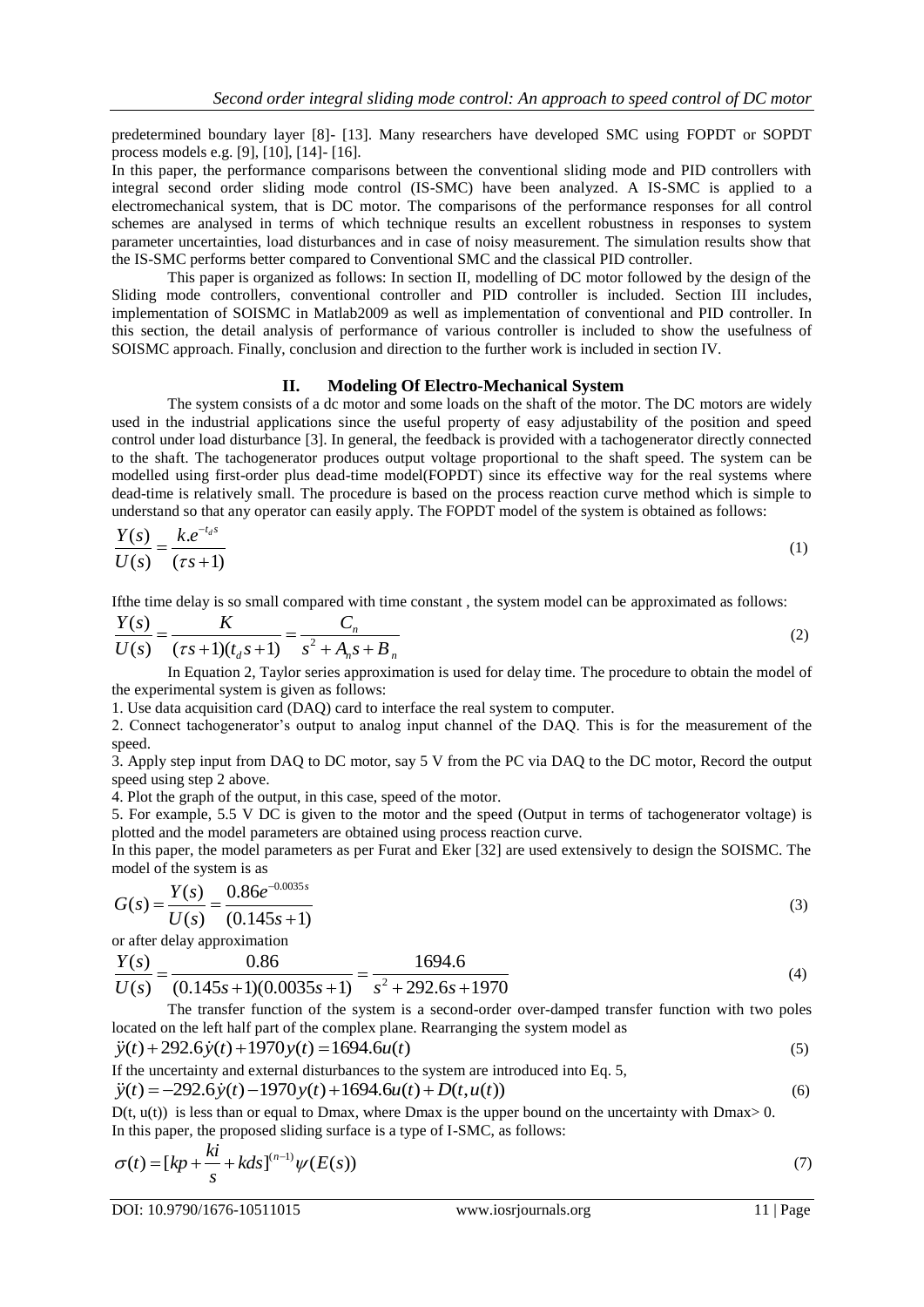predetermined boundary layer [8]- [13]. Many researchers have developed SMC using FOPDT or SOPDT process models e.g. [9], [10], [14]- [16].

In this paper, the performance comparisons between the conventional sliding mode and PID controllers with integral second order sliding mode control (IS-SMC) have been analyzed. A IS-SMC is applied to a electromechanical system, that is DC motor. The comparisons of the performance responses for all control schemes are analysed in terms of which technique results an excellent robustness in responses to system parameter uncertainties, load disturbances and in case of noisy measurement. The simulation results show that the IS-SMC performs better compared to Conventional SMC and the classical PID controller.

This paper is organized as follows: In section II, modelling of DC motor followed by the design of the Sliding mode controllers, conventional controller and PID controller is included. Section III includes, implementation of SOISMC in Matlab2009 as well as implementation of conventional and PID controller. In this section, the detail analysis of performance of various controller is included to show the usefulness of SOISMC approach. Finally, conclusion and direction to the further work is included in section IV.

## II. Modeling Of Electro-Mechanical System

The system consists of a dc motor and some loads on the shaft of the motor. The DC motors are widely used in the industrial applications since the useful property of easy adjustability of the position and speed control under load disturbance [3]. In general, the feedback is provided with a tachogenerator directly connected to the shaft. The tachogenerator produces output voltage proportional to the shaft speed. The system can be modelled using first-order plus dead-time model(FOPDT) since its effective way for the real systems where dead-time is relatively small. The procedure is based on the process reaction curve method which is simple to understand so that any operator can easily apply. The FOPDT model of the system is obtained as follows:

$$\frac{Y(s)}{U(s)} = \frac{k.e^{-t_d s}}{(\tau s + 1)} \tag{1}$$

Ifthe time delay is so small compared with time constant , the system model can be approximated as follows:

$$\frac{Y(s)}{U(s)} = \frac{K}{(\tau s + 1)(t_d s + 1)} = \frac{C_n}{s^2 + A_n s + B_n} \tag{2}$$

In Equation 2, Taylor series approximation is used for delay time. The procedure to obtain the model of the experimental system is given as follows:

1. Use data acquisition card (DAQ) card to interface the real system to computer.
2. Connect tachogenerator's output to analog input channel of the DAQ. This is for the measurement of the speed.
3. Apply step input from DAQ to DC motor, say 5 V from the PC via DAQ to the DC motor, Record the output speed using step 2 above.
4. Plot the graph of the output, in this case, speed of the motor.
5. For example, 5.5 V DC is given to the motor and the speed (Output in terms of tachogenerator voltage) is plotted and the model parameters are obtained using process reaction curve.

In this paper, the model parameters as per Furat and Eker [32] are used extensively to design the SOISMC. The model of the system is as

$$G(s) = \frac{Y(s)}{U(s)} = \frac{0.86e^{-0.0035s}}{(0.145s + 1)} \tag{3}$$

or after delay approximation

$$\frac{Y(s)}{U(s)} = \frac{0.86}{(0.145s + 1)(0.0035s + 1)} = \frac{1694.6}{s^2 + 292.6s + 1970} \tag{4}$$

The transfer function of the system is a second-order over-damped transfer function with two poles located on the left half part of the complex plane. Rearranging the system model as

$$\ddot{y}(t) + 292.6\dot{y}(t) + 1970y(t) = 1694.6u(t) \tag{5}$$

If the uncertainty and external disturbances to the system are introduced into Eq. 5,

$$\ddot{y}(t) = -292.6\dot{y}(t) - 1970y(t) + 1694.6u(t) + D(t, u(t)) \tag{6}$$

$D(t, u(t))$ is less than or equal to Dmax, where Dmax is the upper bound on the uncertainty with Dmax> 0.

In this paper, the proposed sliding surface is a type of I-SMC, as follows:

$$\sigma(t) = [kp + \frac{ki}{s} + kds]^{(n-1)} \psi(E(s)) \tag{7}$$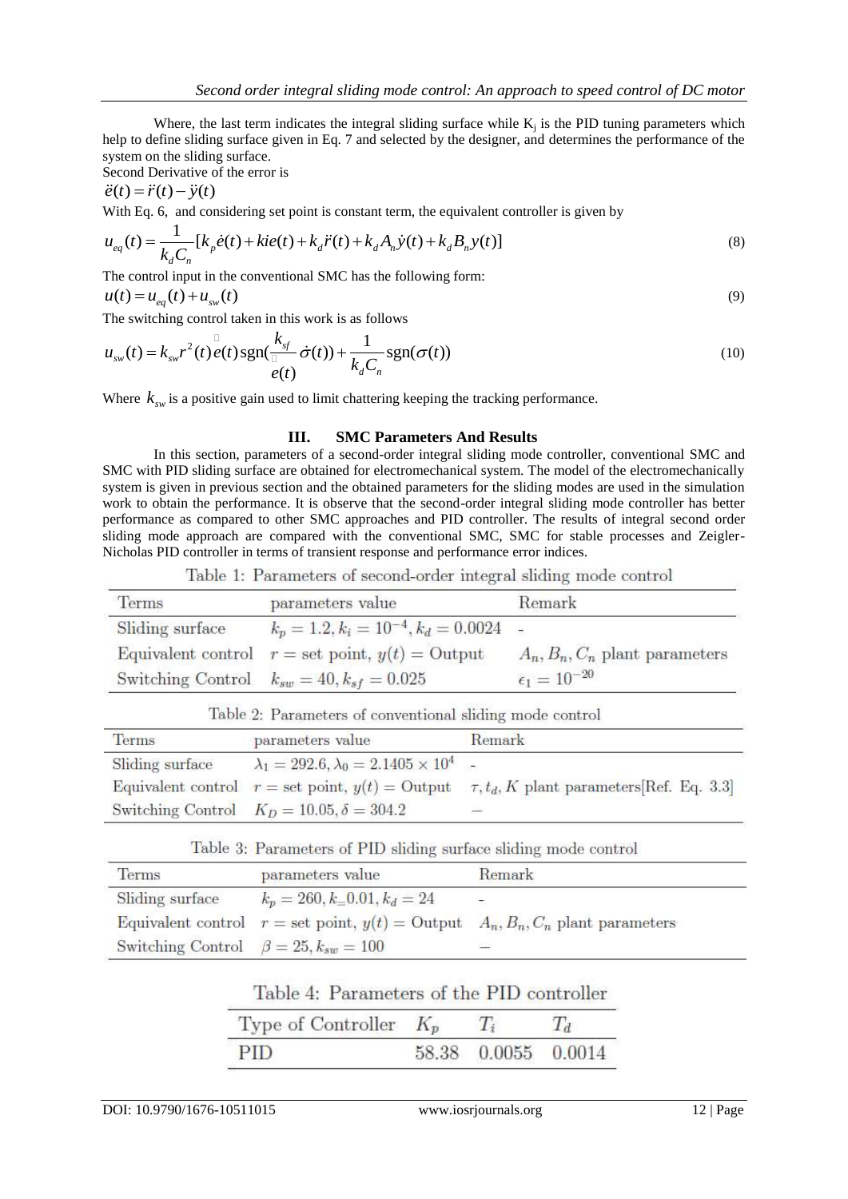Where, the last term indicates the integral sliding surface while $K_j$ is the PID tuning parameters which help to define sliding surface given in Eq. 7 and selected by the designer, and determines the performance of the system on the sliding surface.

Second Derivative of the error is

$$\ddot{e}(t) = \ddot{r}(t) - \ddot{y}(t)$$

With Eq. 6, and considering set point is constant term, the equivalent controller is given by

$$u_{eq}(t) = \frac{1}{k_d C_n}[k_p \dot{e}(t) + kie(t) + k_d \ddot{r}(t) + k_d A_n \dot{y}(t) + k_d B_n y(t)] \tag{8}$$

The control input in the conventional SMC has the following form:

$$u(t) = u_{eq}(t) + u_{sw}(t) \tag{9}$$

The switching control taken in this work is as follows

$$u_{sw}(t) = k_{sw} r^2(t) \dot{e}(t) \operatorname{sgn}(\frac{k_{sf}}{\dot{e}(t)} \dot{\sigma}(t)) + \frac{1}{k_d C_n} \operatorname{sgn}(\sigma(t)) \tag{10}$$

Where $k_{sw}$ is a positive gain used to limit chattering keeping the tracking performance.

## III. SMC Parameters And Results

In this section, parameters of a second-order integral sliding mode controller, conventional SMC and SMC with PID sliding surface are obtained for electromechanical system. The model of the electromechanically system is given in previous section and the obtained parameters for the sliding modes are used in the simulation work to obtain the performance. It is observe that the second-order integral sliding mode controller has better performance as compared to other SMC approaches and PID controller. The results of integral second order sliding mode approach are compared with the conventional SMC, SMC for stable processes and Zeigler-Nicholas PID controller in terms of transient response and performance error indices.

Table 1: Parameters of second-order integral sliding mode control

| Terms | parameters value | Remark |
|---|---|---|
| Sliding surface | $k_p = 1.2, k_i = 10^{-4}, k_d = 0.0024$ | - |
| Equivalent control | $r =$ set point, $y(t) =$ Output | $A_n, B_n, C_n$ plant parameters |
| Switching Control | $k_{sw} = 40, k_{sf} = 0.025$ | $\epsilon_1 = 10^{-20}$ |

Table 2: Parameters of conventional sliding mode control

| Terms | parameters value | Remark |
|---|---|---|
| Sliding surface | $\lambda_1 = 292.6, \lambda_0 = 2.1405 \times 10^4$ | - |
| Equivalent control | $r =$ set point, $y(t) =$ Output | $\tau, t_d, K$ plant parameters[Ref. Eq. 3.3] |
| Switching Control | $K_D = 10.05, \delta = 304.2$ | – |

Table 3: Parameters of PID sliding surface sliding mode control

| Terms | parameters value | Remark |
|---|---|---|
| Sliding surface | $k_p = 260, k_= 0.01, k_d = 24$ | - |
| Equivalent control | $r =$ set point, $y(t) =$ Output | $A_n, B_n, C_n$ plant parameters |
| Switching Control | $\beta = 25, k_{sw} = 100$ | – |

Table 4: Parameters of the PID controller

| Type of Controller | $K_p$ | $T_i$ | $T_d$ |
|---|---|---|---|
| PID | 58.38 | 0.0055 | 0.0014 |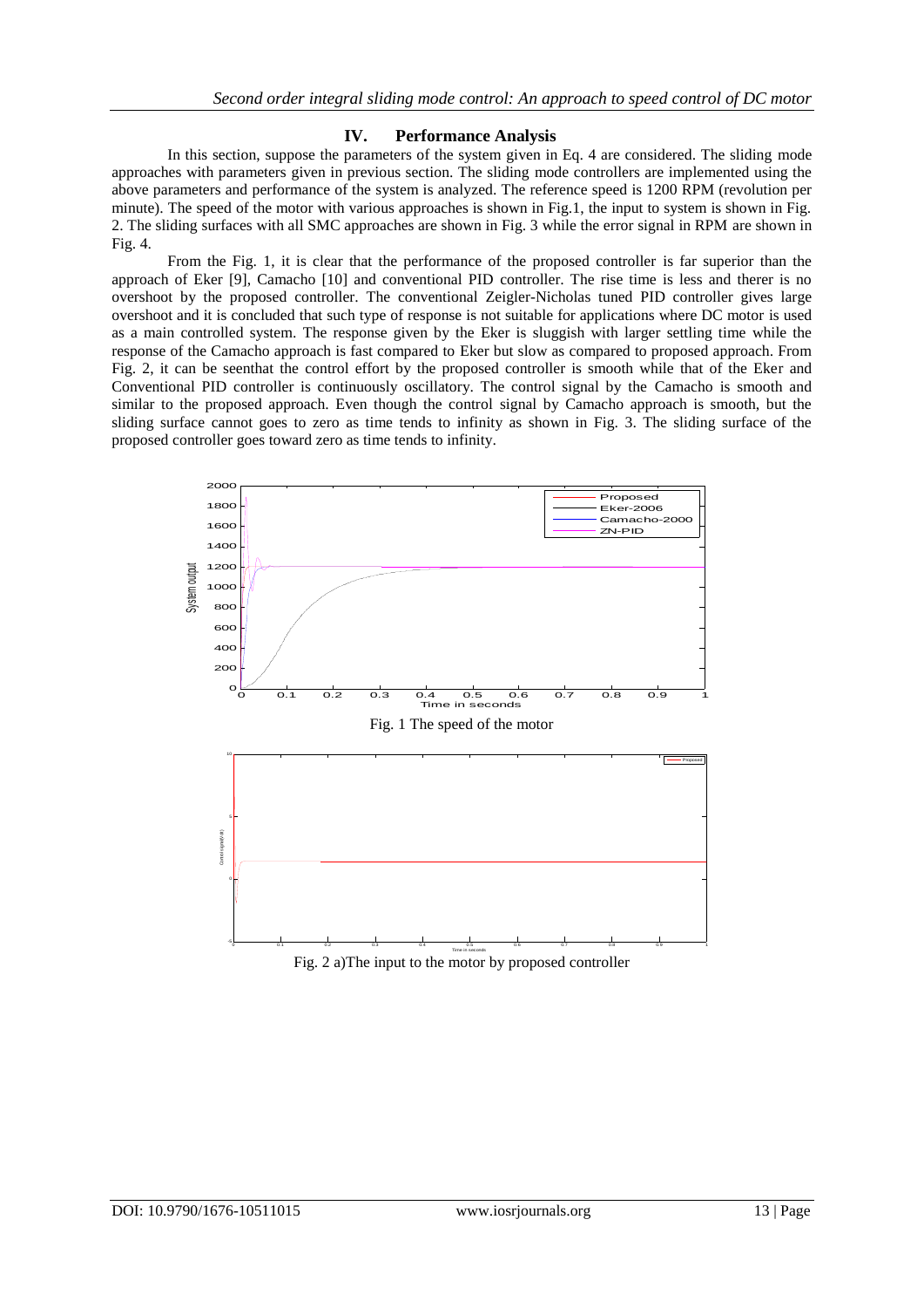## IV. Performance Analysis

In this section, suppose the parameters of the system given in Eq. 4 are considered. The sliding mode approaches with parameters given in previous section. The sliding mode controllers are implemented using the above parameters and performance of the system is analyzed. The reference speed is 1200 RPM (revolution per minute). The speed of the motor with various approaches is shown in Fig.1, the input to system is shown in Fig. 2. The sliding surfaces with all SMC approaches are shown in Fig. 3 while the error signal in RPM are shown in Fig. 4.

From the Fig. 1, it is clear that the performance of the proposed controller is far superior than the approach of Eker [9], Camacho [10] and conventional PID controller. The rise time is less and there is no overshoot by the proposed controller. The conventional Zeigler-Nicholas tuned PID controller gives large overshoot and it is concluded that such type of response is not suitable for applications where DC motor is used as a main controlled system. The response given by the Eker is sluggish with larger settling time while the response of the Camacho approach is fast compared to Eker but slow as compared to proposed approach. From Fig. 2, it can be seenthat the control effort by the proposed controller is smooth while that of the Eker and Conventional PID controller is continuously oscillatory. The control signal by the Camacho is smooth and similar to the proposed approach. Even though the control signal by Camacho approach is smooth, but the sliding surface cannot goes to zero as time tends to infinity as shown in Fig. 3. The sliding surface of the proposed controller goes toward zero as time tends to infinity.

Fig. 1 The speed of the motor

Fig. 2 a)The input to the motor by proposed controller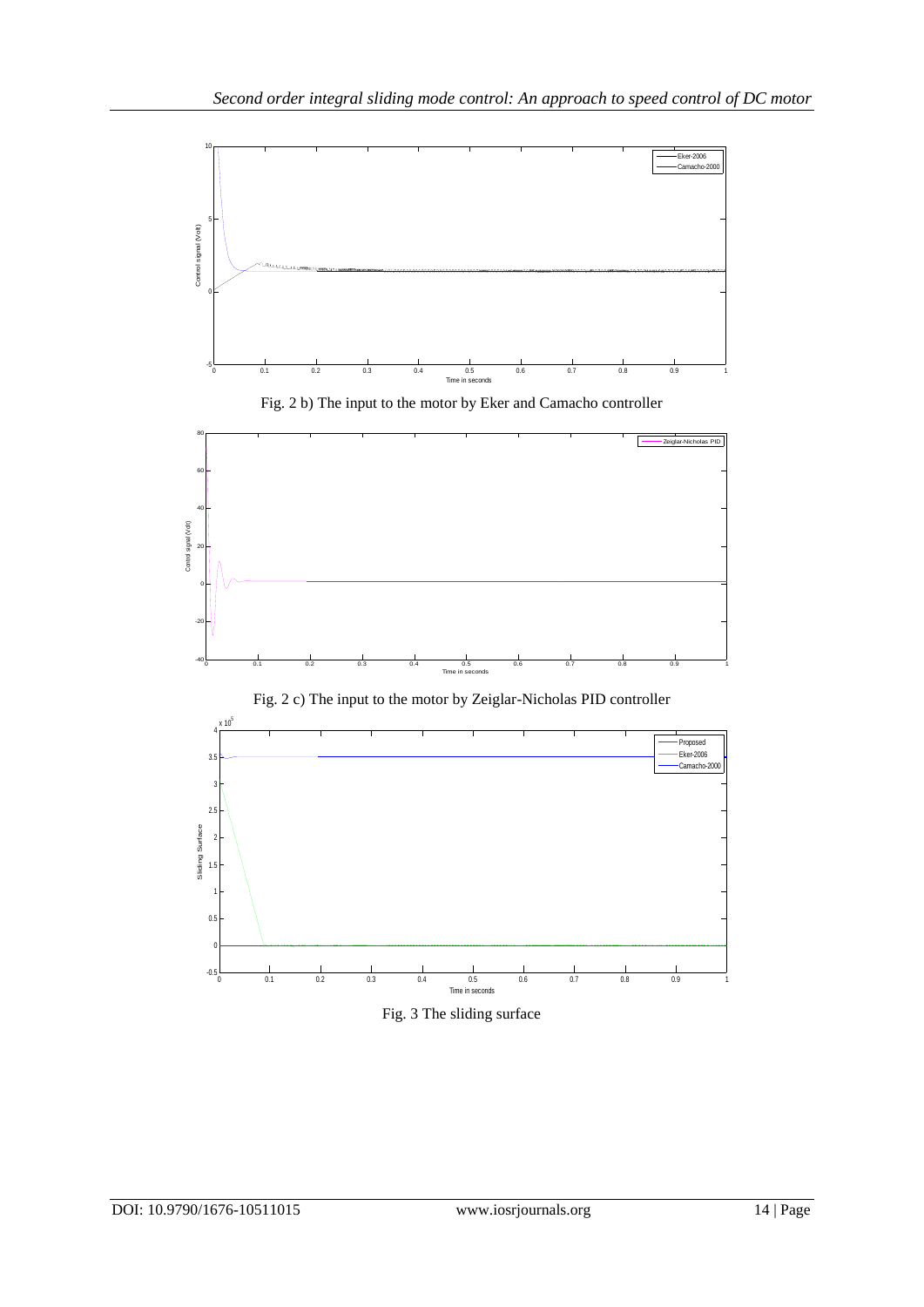Fig. 2 b) The input to the motor by Eker and Camacho controller

Fig. 2 c) The input to the motor by Zeiglar-Nicholas PID controller

Fig. 3 The sliding surface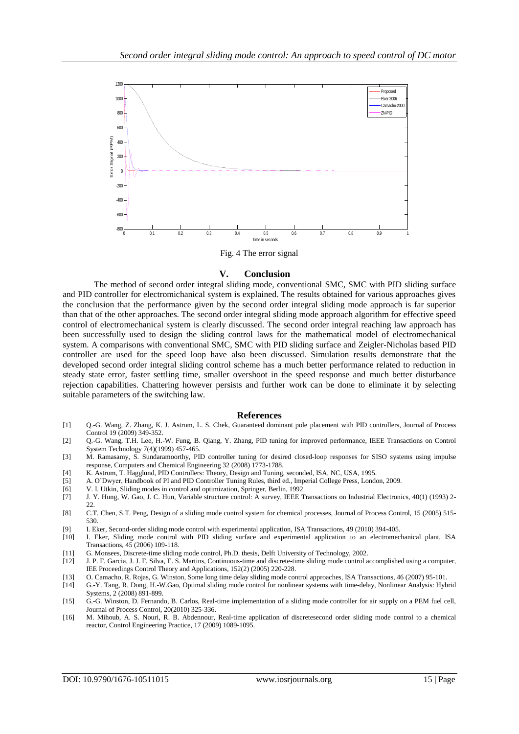1200
1000
800
600
400
200
0
-200
-400
-600
-800

Error Signal (RPM)

0 0.1 0.2 0.3 0.4 0.5 0.6 0.7 0.8 0.9 1

Time in seconds

Proposed
Eker-2006
Camacho-2000
ZN-PID

Fig. 4 The error signal

## V. Conclusion

The method of second order integral sliding mode, conventional SMC, SMC with PID sliding surface and PID controller for electromichanical system is explained. The results obtained for various approaches gives the conclusion that the performance given by the second order integral sliding mode approach is far superior than that of the other approaches. The second order integral sliding mode approach algorithm for effective speed control of electromechanical system is clearly discussed. The second order integral reaching law approach has been successfully used to design the sliding control laws for the mathematical model of electromechanical system. A comparisons with conventional SMC, SMC with PID sliding surface and Zeigler-Nicholas based PID controller are used for the speed loop have also been discussed. Simulation results demonstrate that the developed second order integral sliding control scheme has a much better performance related to reduction in steady state error, faster settling time, smaller overshoot in the speed response and much better disturbance rejection capabilities. Chattering however persists and further work can be done to eliminate it by selecting suitable parameters of the switching law.

## References

[1] Q.-G. Wang, Z. Zhang, K. J. Astrom, L. S. Chek, Guaranteed dominant pole placement with PID controllers, Journal of Process Control 19 (2009) 349-352.

[2] Q.-G. Wang, T.H. Lee, H.-W. Fung, B. Qiang, Y. Zhang, PID tuning for improved performance, IEEE Transactions on Control System Technology 7(4)(1999) 457-465.

[3] M. Ramasamy, S. Sundaramoorthy, PID controller tuning for desired closed-loop responses for SISO systems using impulse response, Computers and Chemical Engineering 32 (2008) 1773-1788.

[4] K. Astrom, T. Hagglund, PID Controllers: Theory, Design and Tuning, seconded, ISA, NC, USA, 1995.

[5] A. O'Dwyer, Handbook of PI and PID Controller Tuning Rules, third ed., Imperial College Press, London, 2009.

[6] V. I. Utkin, Sliding modes in control and optimization, Springer, Berlin, 1992.

[7] J. Y. Hung, W. Gao, J. C. Hun, Variable structure control: A survey, IEEE Transactions on Industrial Electronics, 40(1) (1993) 2-22.

[8] C.T. Chen, S.T. Peng, Design of a sliding mode control system for chemical processes, Journal of Process Control, 15 (2005) 515-530.

[9] I. Eker, Second-order sliding mode control with experimental application, ISA Transactions, 49 (2010) 394-405.

[10] I. Eker, Sliding mode control with PID sliding surface and experimental application to an electromechanical plant, ISA Transactions, 45 (2006) 109-118.

[11] G. Monsees, Discrete-time sliding mode control, Ph.D. thesis, Delft University of Technology, 2002.

[12] J. P. F. Garcia, J. J. F. Silva, E. S. Martins, Continuous-time and discrete-time sliding mode control accomplished using a computer, IEE Proceedings Control Theory and Applications, 152(2) (2005) 220-228.

[13] O. Camacho, R. Rojas, G. Winston, Some long time delay sliding mode control approaches, ISA Transactions, 46 (2007) 95-101.

[14] G.-Y. Tang, R. Dong, H.-W.Gao, Optimal sliding mode control for nonlinear systems with time-delay, Nonlinear Analysis: Hybrid Systems, 2 (2008) 891-899.

[15] G.-G. Winston, D. Fernando, B. Carlos, Real-time implementation of a sliding mode controller for air supply on a PEM fuel cell, Journal of Process Control, 20(2010) 325-336.

[16] M. Mihoub, A. S. Nouri, R. B. Abdennour, Real-time application of discretesecond order sliding mode control to a chemical reactor, Control Engineering Practice, 17 (2009) 1089-1095.